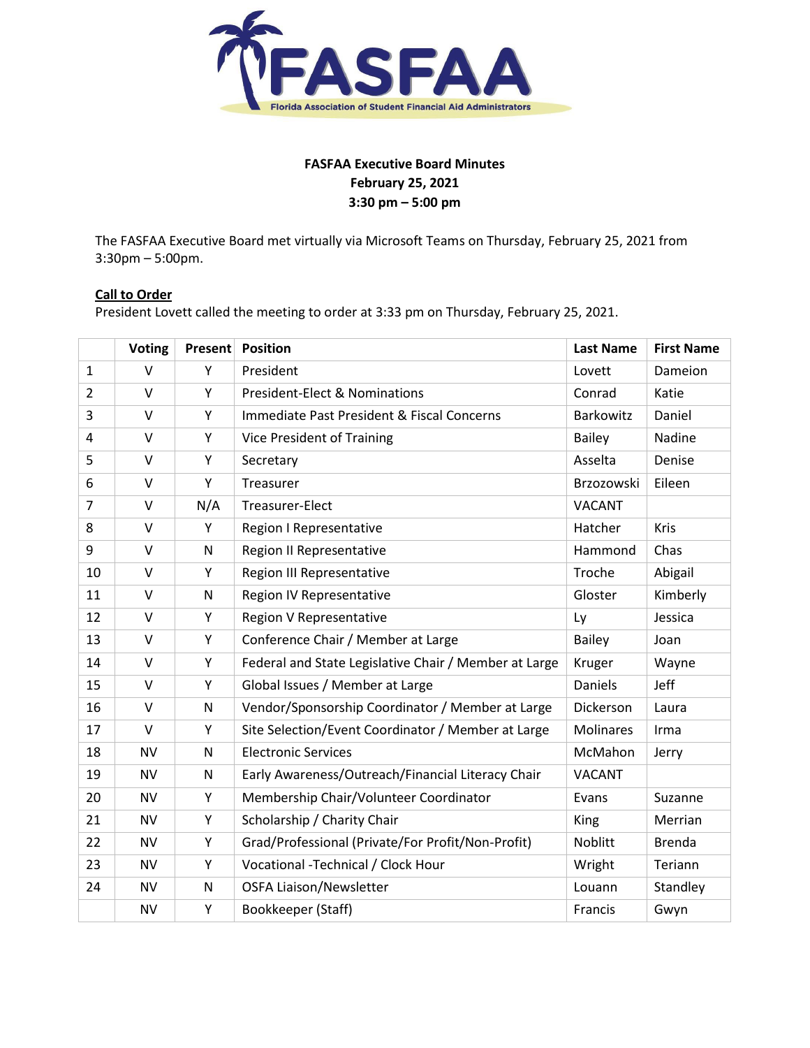FASFAA

Florida Association of Student Financial Aid Administrators

**FASFAA Executive Board Minutes**
**February 25, 2021**
**3:30 pm – 5:00 pm**

The FASFAA Executive Board met virtually via Microsoft Teams on Thursday, February 25, 2021 from 3:30pm – 5:00pm.

**Call to Order**

President Lovett called the meeting to order at 3:33 pm on Thursday, February 25, 2021.

| | Voting | Present | Position | Last Name | First Name |
|---|---|---|---|---|---|
| 1 | V | Y | President | Lovett | Dameion |
| 2 | V | Y | President-Elect & Nominations | Conrad | Katie |
| 3 | V | Y | Immediate Past President & Fiscal Concerns | Barkowitz | Daniel |
| 4 | V | Y | Vice President of Training | Bailey | Nadine |
| 5 | V | Y | Secretary | Asselta | Denise |
| 6 | V | Y | Treasurer | Brzozowski | Eileen |
| 7 | V | N/A | Treasurer-Elect | VACANT | |
| 8 | V | Y | Region I Representative | Hatcher | Kris |
| 9 | V | N | Region II Representative | Hammond | Chas |
| 10 | V | Y | Region III Representative | Troche | Abigail |
| 11 | V | N | Region IV Representative | Gloster | Kimberly |
| 12 | V | Y | Region V Representative | Ly | Jessica |
| 13 | V | Y | Conference Chair / Member at Large | Bailey | Joan |
| 14 | V | Y | Federal and State Legislative Chair / Member at Large | Kruger | Wayne |
| 15 | V | Y | Global Issues / Member at Large | Daniels | Jeff |
| 16 | V | N | Vendor/Sponsorship Coordinator / Member at Large | Dickerson | Laura |
| 17 | V | Y | Site Selection/Event Coordinator / Member at Large | Molinares | Irma |
| 18 | NV | N | Electronic Services | McMahon | Jerry |
| 19 | NV | N | Early Awareness/Outreach/Financial Literacy Chair | VACANT | |
| 20 | NV | Y | Membership Chair/Volunteer Coordinator | Evans | Suzanne |
| 21 | NV | Y | Scholarship / Charity Chair | King | Merrian |
| 22 | NV | Y | Grad/Professional (Private/For Profit/Non-Profit) | Noblitt | Brenda |
| 23 | NV | Y | Vocational -Technical / Clock Hour | Wright | Teriann |
| 24 | NV | N | OSFA Liaison/Newsletter | Louann | Standley |
| | NV | Y | Bookkeeper (Staff) | Francis | Gwyn |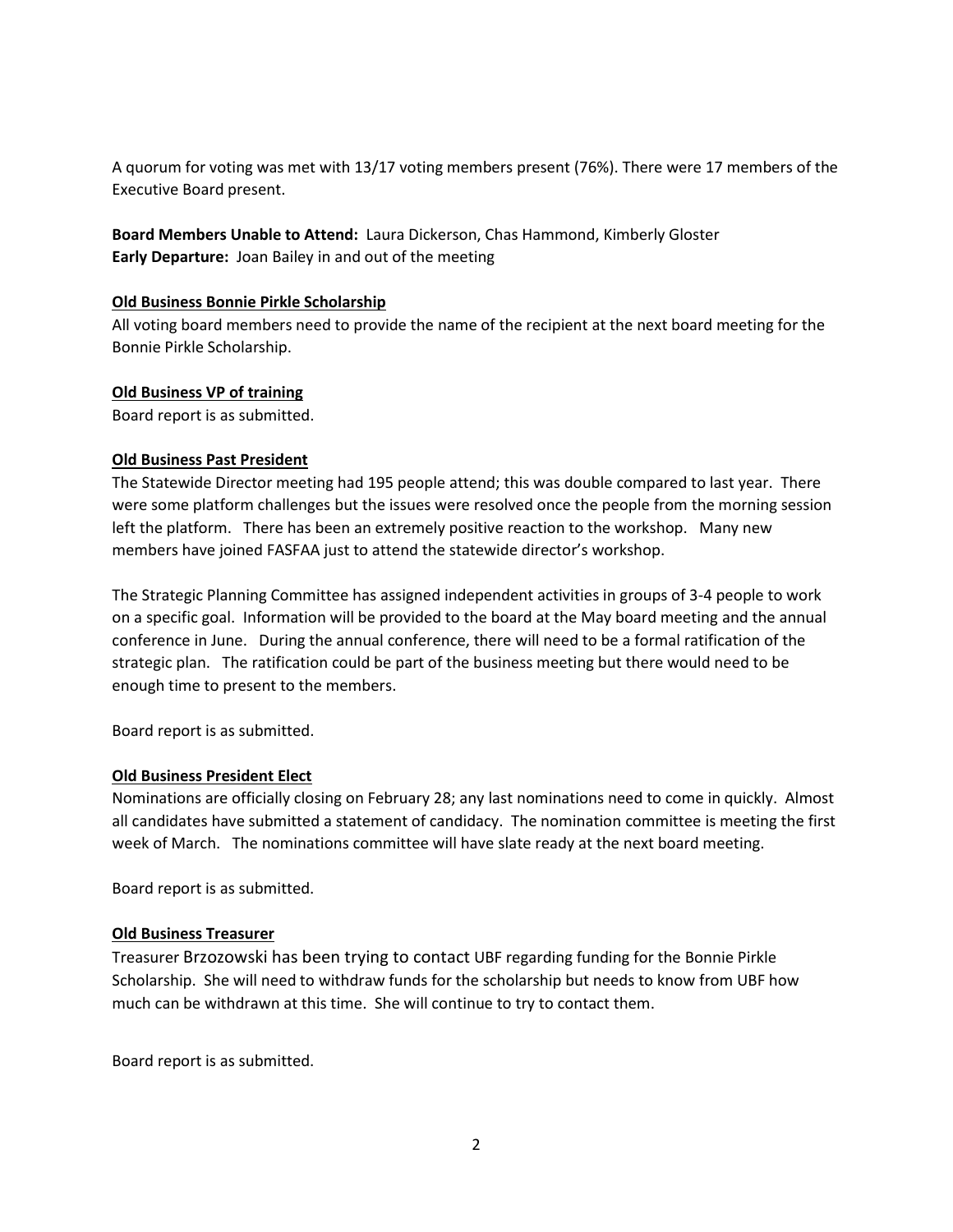A quorum for voting was met with 13/17 voting members present (76%). There were 17 members of the Executive Board present.

**Board Members Unable to Attend:** Laura Dickerson, Chas Hammond, Kimberly Gloster
**Early Departure:** Joan Bailey in and out of the meeting

**Old Business Bonnie Pirkle Scholarship**

All voting board members need to provide the name of the recipient at the next board meeting for the Bonnie Pirkle Scholarship.

**Old Business VP of training**

Board report is as submitted.

**Old Business Past President**

The Statewide Director meeting had 195 people attend; this was double compared to last year. There were some platform challenges but the issues were resolved once the people from the morning session left the platform. There has been an extremely positive reaction to the workshop. Many new members have joined FASFAA just to attend the statewide director's workshop.

The Strategic Planning Committee has assigned independent activities in groups of 3-4 people to work on a specific goal. Information will be provided to the board at the May board meeting and the annual conference in June. During the annual conference, there will need to be a formal ratification of the strategic plan. The ratification could be part of the business meeting but there would need to be enough time to present to the members.

Board report is as submitted.

**Old Business President Elect**

Nominations are officially closing on February 28; any last nominations need to come in quickly. Almost all candidates have submitted a statement of candidacy. The nomination committee is meeting the first week of March. The nominations committee will have slate ready at the next board meeting.

Board report is as submitted.

**Old Business Treasurer**

Treasurer Brzozowski has been trying to contact UBF regarding funding for the Bonnie Pirkle Scholarship. She will need to withdraw funds for the scholarship but needs to know from UBF how much can be withdrawn at this time. She will continue to try to contact them.

Board report is as submitted.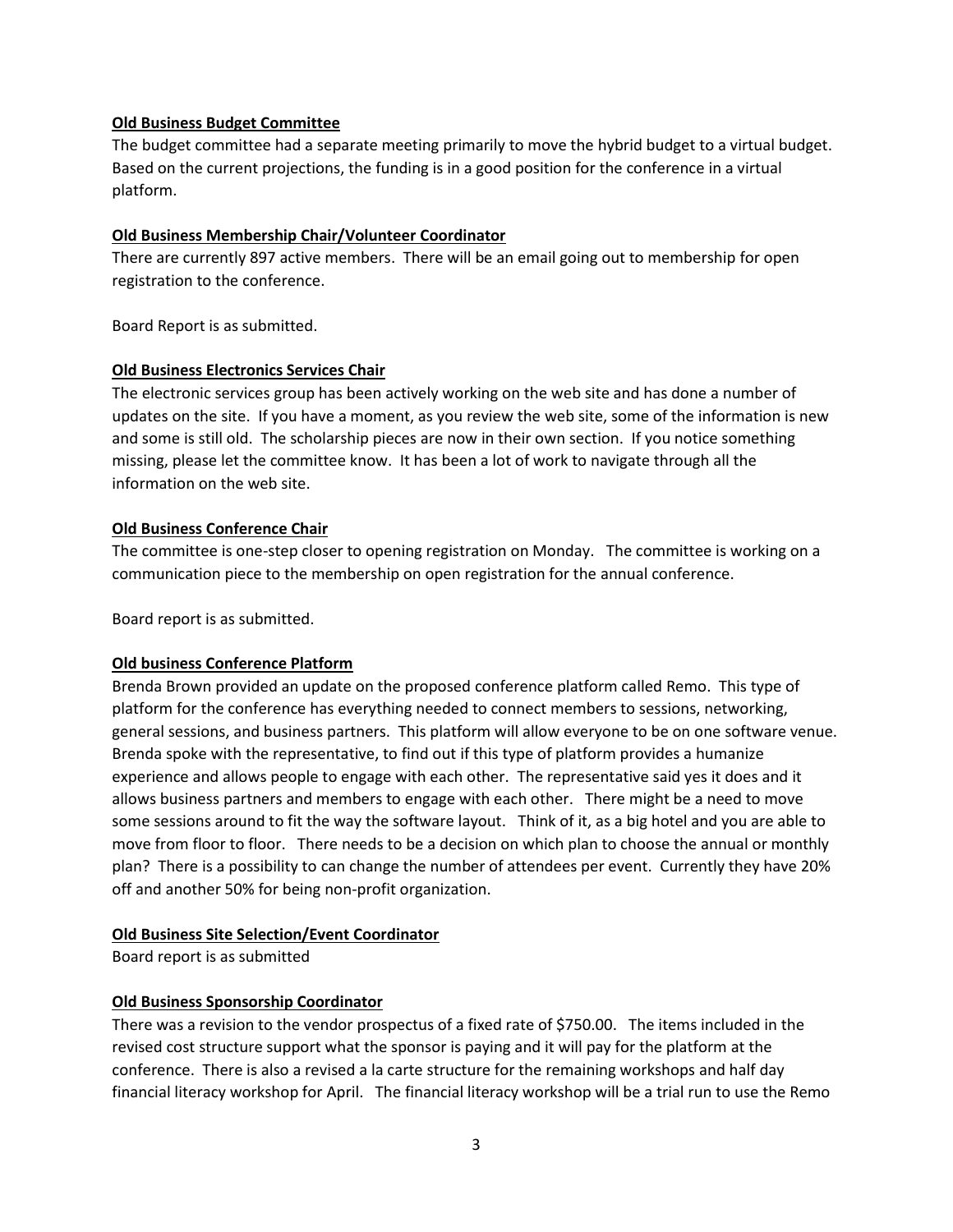**Old Business Budget Committee**

The budget committee had a separate meeting primarily to move the hybrid budget to a virtual budget. Based on the current projections, the funding is in a good position for the conference in a virtual platform.

**Old Business Membership Chair/Volunteer Coordinator**

There are currently 897 active members. There will be an email going out to membership for open registration to the conference.

Board Report is as submitted.

**Old Business Electronics Services Chair**

The electronic services group has been actively working on the web site and has done a number of updates on the site. If you have a moment, as you review the web site, some of the information is new and some is still old. The scholarship pieces are now in their own section. If you notice something missing, please let the committee know. It has been a lot of work to navigate through all the information on the web site.

**Old Business Conference Chair**

The committee is one-step closer to opening registration on Monday. The committee is working on a communication piece to the membership on open registration for the annual conference.

Board report is as submitted.

**Old business Conference Platform**

Brenda Brown provided an update on the proposed conference platform called Remo. This type of platform for the conference has everything needed to connect members to sessions, networking, general sessions, and business partners. This platform will allow everyone to be on one software venue. Brenda spoke with the representative, to find out if this type of platform provides a humanize experience and allows people to engage with each other. The representative said yes it does and it allows business partners and members to engage with each other. There might be a need to move some sessions around to fit the way the software layout. Think of it, as a big hotel and you are able to move from floor to floor. There needs to be a decision on which plan to choose the annual or monthly plan? There is a possibility to can change the number of attendees per event. Currently they have 20% off and another 50% for being non-profit organization.

**Old Business Site Selection/Event Coordinator**

Board report is as submitted

**Old Business Sponsorship Coordinator**

There was a revision to the vendor prospectus of a fixed rate of $750.00. The items included in the revised cost structure support what the sponsor is paying and it will pay for the platform at the conference. There is also a revised a la carte structure for the remaining workshops and half day financial literacy workshop for April. The financial literacy workshop will be a trial run to use the Remo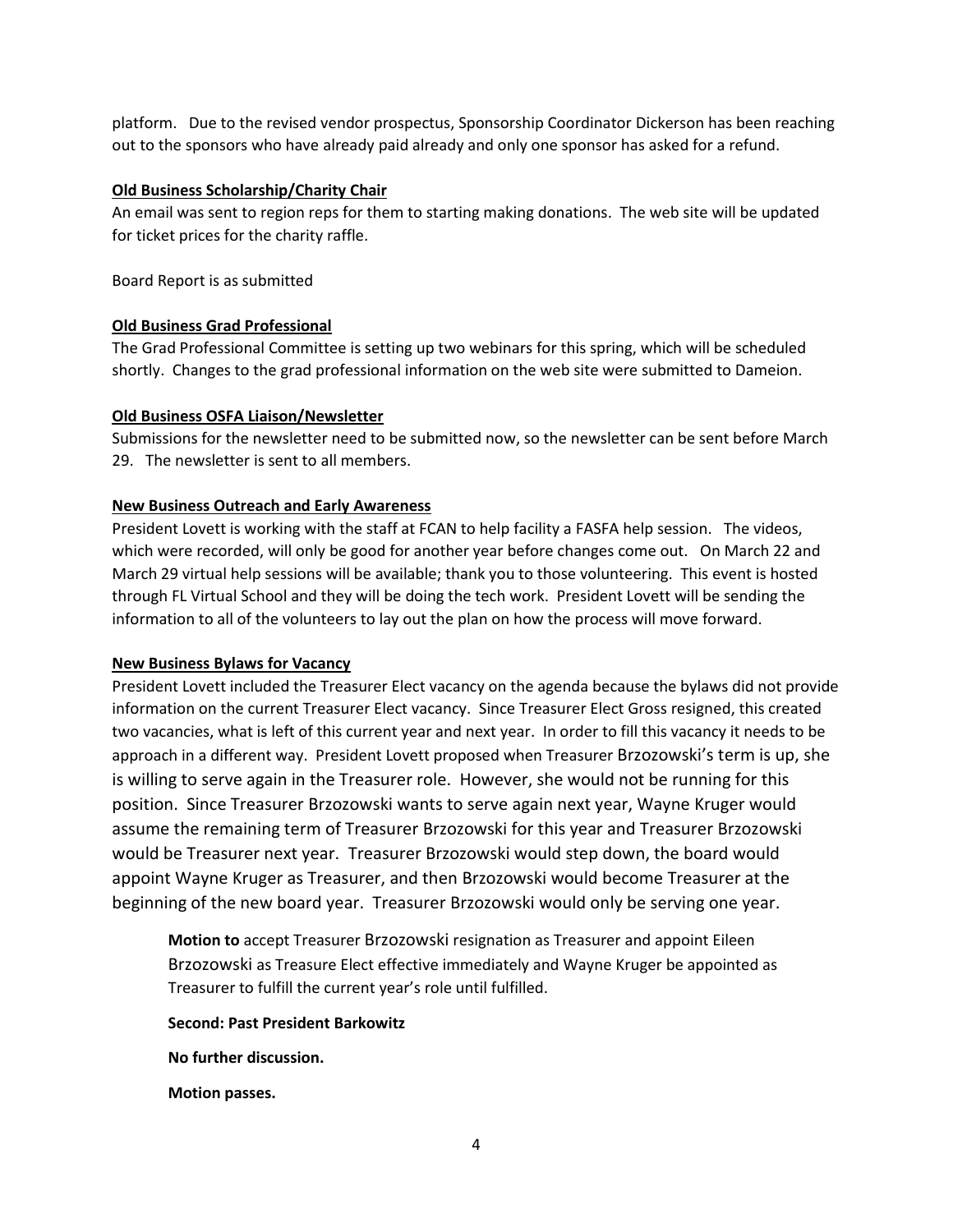platform. Due to the revised vendor prospectus, Sponsorship Coordinator Dickerson has been reaching out to the sponsors who have already paid already and only one sponsor has asked for a refund.

**Old Business Scholarship/Charity Chair**

An email was sent to region reps for them to starting making donations. The web site will be updated for ticket prices for the charity raffle.

Board Report is as submitted

**Old Business Grad Professional**

The Grad Professional Committee is setting up two webinars for this spring, which will be scheduled shortly. Changes to the grad professional information on the web site were submitted to Dameion.

**Old Business OSFA Liaison/Newsletter**

Submissions for the newsletter need to be submitted now, so the newsletter can be sent before March 29. The newsletter is sent to all members.

**New Business Outreach and Early Awareness**

President Lovett is working with the staff at FCAN to help facility a FASFA help session. The videos, which were recorded, will only be good for another year before changes come out. On March 22 and March 29 virtual help sessions will be available; thank you to those volunteering. This event is hosted through FL Virtual School and they will be doing the tech work. President Lovett will be sending the information to all of the volunteers to lay out the plan on how the process will move forward.

**New Business Bylaws for Vacancy**

President Lovett included the Treasurer Elect vacancy on the agenda because the bylaws did not provide information on the current Treasurer Elect vacancy. Since Treasurer Elect Gross resigned, this created two vacancies, what is left of this current year and next year. In order to fill this vacancy it needs to be approach in a different way. President Lovett proposed when Treasurer Brzozowski's term is up, she is willing to serve again in the Treasurer role. However, she would not be running for this position. Since Treasurer Brzozowski wants to serve again next year, Wayne Kruger would assume the remaining term of Treasurer Brzozowski for this year and Treasurer Brzozowski would be Treasurer next year. Treasurer Brzozowski would step down, the board would appoint Wayne Kruger as Treasurer, and then Brzozowski would become Treasurer at the beginning of the new board year. Treasurer Brzozowski would only be serving one year.

> **Motion to** accept Treasurer Brzozowski resignation as Treasurer and appoint Eileen Brzozowski as Treasure Elect effective immediately and Wayne Kruger be appointed as Treasurer to fulfill the current year's role until fulfilled.
>
> **Second: Past President Barkowitz**
>
> **No further discussion.**
>
> **Motion passes.**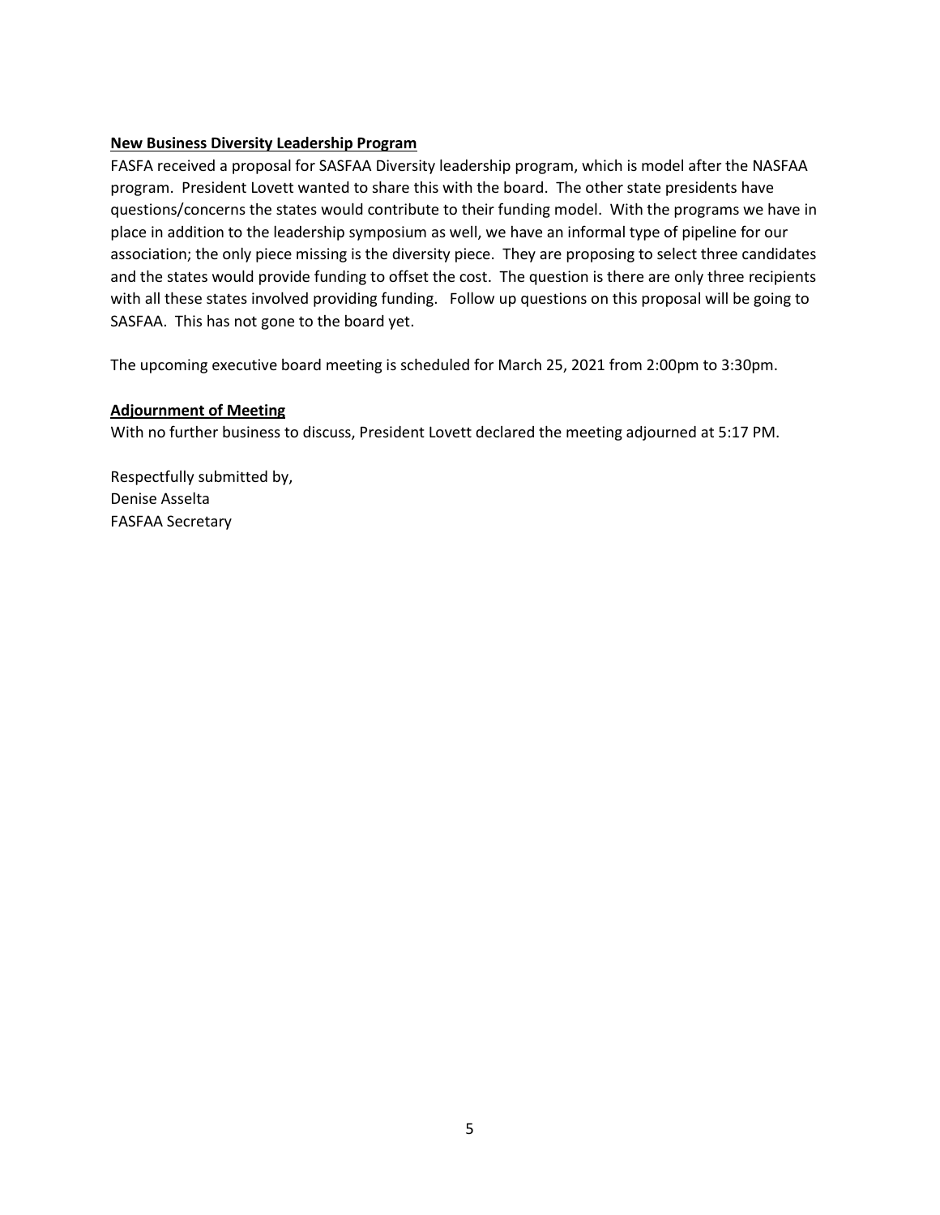**New Business Diversity Leadership Program**

FASFA received a proposal for SASFAA Diversity leadership program, which is model after the NASFAA program. President Lovett wanted to share this with the board. The other state presidents have questions/concerns the states would contribute to their funding model. With the programs we have in place in addition to the leadership symposium as well, we have an informal type of pipeline for our association; the only piece missing is the diversity piece. They are proposing to select three candidates and the states would provide funding to offset the cost. The question is there are only three recipients with all these states involved providing funding. Follow up questions on this proposal will be going to SASFAA. This has not gone to the board yet.

The upcoming executive board meeting is scheduled for March 25, 2021 from 2:00pm to 3:30pm.

**Adjournment of Meeting**

With no further business to discuss, President Lovett declared the meeting adjourned at 5:17 PM.

Respectfully submitted by,
Denise Asselta
FASFAA Secretary